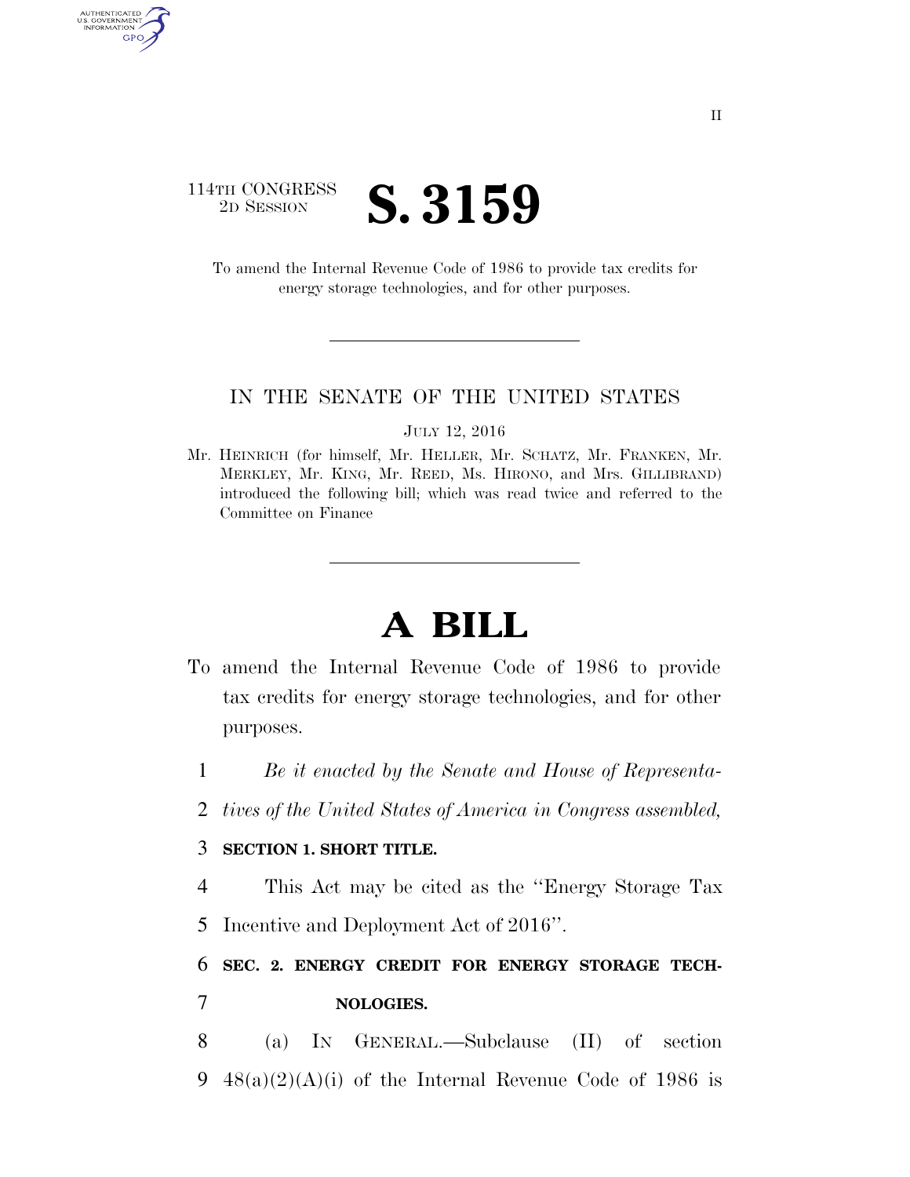114TH CONGRESS
2D SESSION

# S. 3159

To amend the Internal Revenue Code of 1986 to provide tax credits for energy storage technologies, and for other purposes.

IN THE SENATE OF THE UNITED STATES

JULY 12, 2016

Mr. HEINRICH (for himself, Mr. HELLER, Mr. SCHATZ, Mr. FRANKEN, Mr. MERKLEY, Mr. KING, Mr. REED, Ms. HIRONO, and Mrs. GILLIBRAND) introduced the following bill; which was read twice and referred to the Committee on Finance

# A BILL

To amend the Internal Revenue Code of 1986 to provide tax credits for energy storage technologies, and for other purposes.

1 *Be it enacted by the Senate and House of Representa-*
2 *tives of the United States of America in Congress assembled,*

3 **SECTION 1. SHORT TITLE.**

4 This Act may be cited as the ''Energy Storage Tax
5 Incentive and Deployment Act of 2016''.

6 **SEC. 2. ENERGY CREDIT FOR ENERGY STORAGE TECH-**
7 **NOLOGIES.**

8 (a) IN GENERAL.—Subclause (II) of section
9 48(a)(2)(A)(i) of the Internal Revenue Code of 1986 is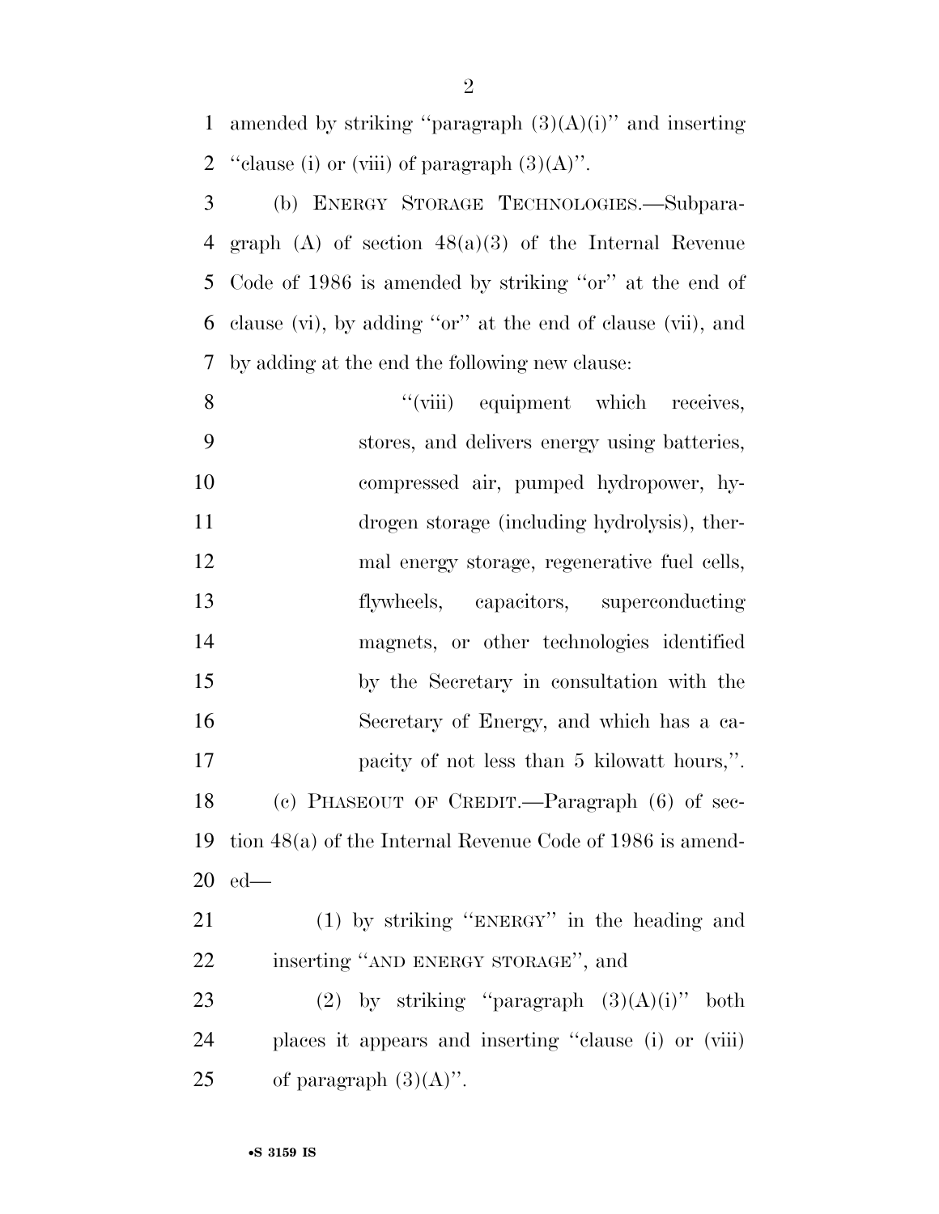amended by striking ''paragraph (3)(A)(i)'' and inserting ''clause (i) or (viii) of paragraph (3)(A)''.

(b) ENERGY STORAGE TECHNOLOGIES.—Subparagraph (A) of section 48(a)(3) of the Internal Revenue Code of 1986 is amended by striking ''or'' at the end of clause (vi), by adding ''or'' at the end of clause (vii), and by adding at the end the following new clause:

> ''(viii) equipment which receives, stores, and delivers energy using batteries, compressed air, pumped hydropower, hydrogen storage (including hydrolysis), thermal energy storage, regenerative fuel cells, flywheels, capacitors, superconducting magnets, or other technologies identified by the Secretary in consultation with the Secretary of Energy, and which has a capacity of not less than 5 kilowatt hours,''.

(c) PHASEOUT OF CREDIT.—Paragraph (6) of section 48(a) of the Internal Revenue Code of 1986 is amended—

(1) by striking ''ENERGY'' in the heading and inserting ''AND ENERGY STORAGE'', and

(2) by striking ''paragraph (3)(A)(i)'' both places it appears and inserting ''clause (i) or (viii) of paragraph (3)(A)''.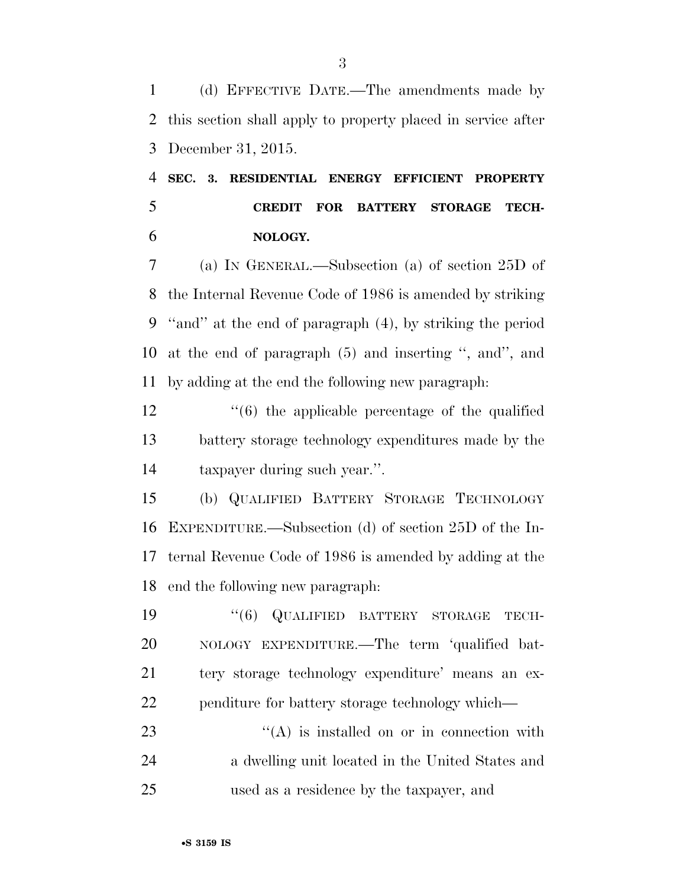(d) EFFECTIVE DATE.—The amendments made by this section shall apply to property placed in service after December 31, 2015.

## SEC. 3. RESIDENTIAL ENERGY EFFICIENT PROPERTY CREDIT FOR BATTERY STORAGE TECHNOLOGY.

(a) IN GENERAL.—Subsection (a) of section 25D of the Internal Revenue Code of 1986 is amended by striking ''and'' at the end of paragraph (4), by striking the period at the end of paragraph (5) and inserting '', and'', and by adding at the end the following new paragraph:

''(6) the applicable percentage of the qualified battery storage technology expenditures made by the taxpayer during such year.''.

(b) QUALIFIED BATTERY STORAGE TECHNOLOGY EXPENDITURE.—Subsection (d) of section 25D of the Internal Revenue Code of 1986 is amended by adding at the end the following new paragraph:

''(6) QUALIFIED BATTERY STORAGE TECHNOLOGY EXPENDITURE.—The term 'qualified battery storage technology expenditure' means an expenditure for battery storage technology which—

''(A) is installed on or in connection with a dwelling unit located in the United States and used as a residence by the taxpayer, and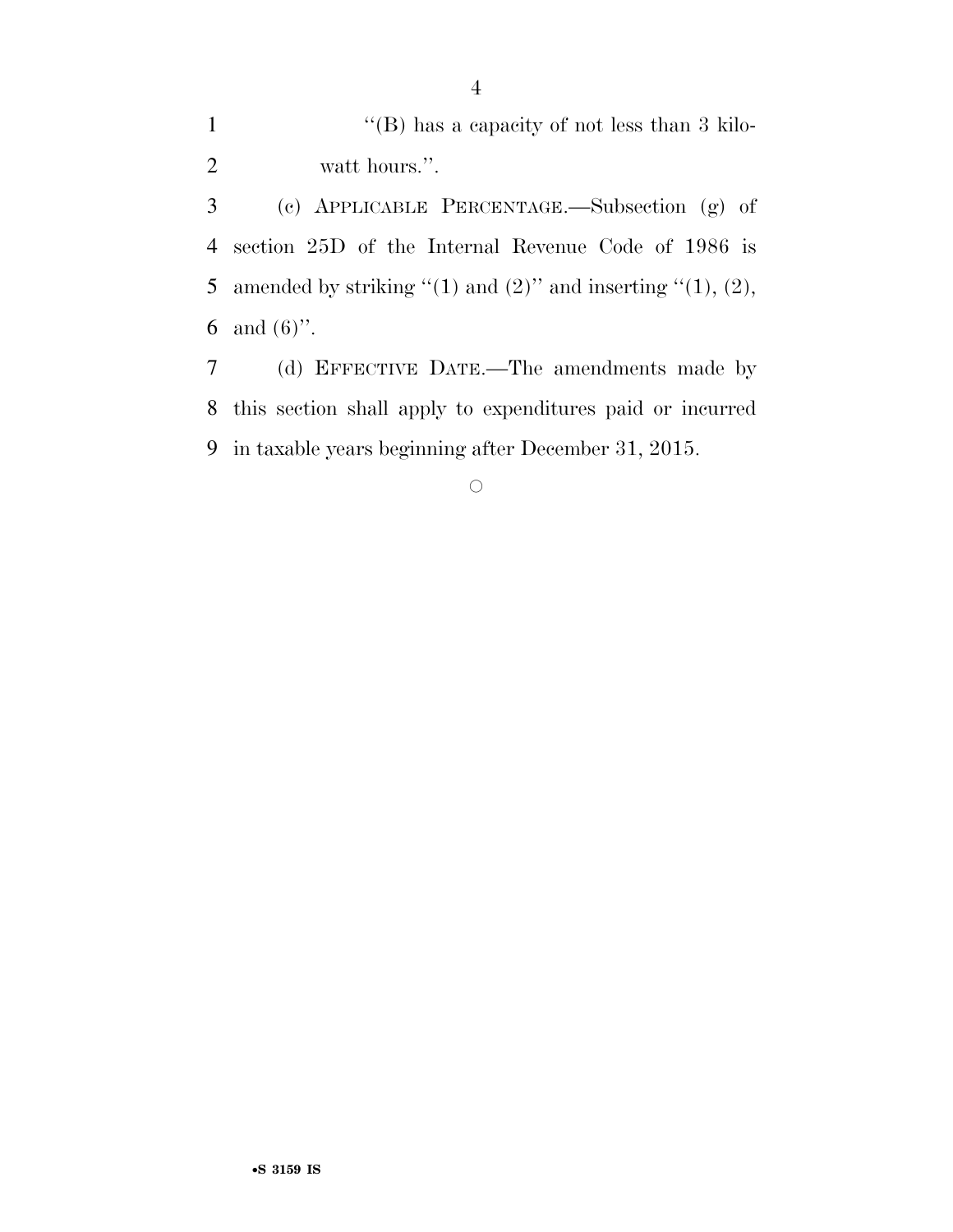''(B) has a capacity of not less than 3 kilowatt hours.''.

(c) APPLICABLE PERCENTAGE.—Subsection (g) of section 25D of the Internal Revenue Code of 1986 is amended by striking ''(1) and (2)'' and inserting ''(1), (2), and (6)''.

(d) EFFECTIVE DATE.—The amendments made by this section shall apply to expenditures paid or incurred in taxable years beginning after December 31, 2015.

○